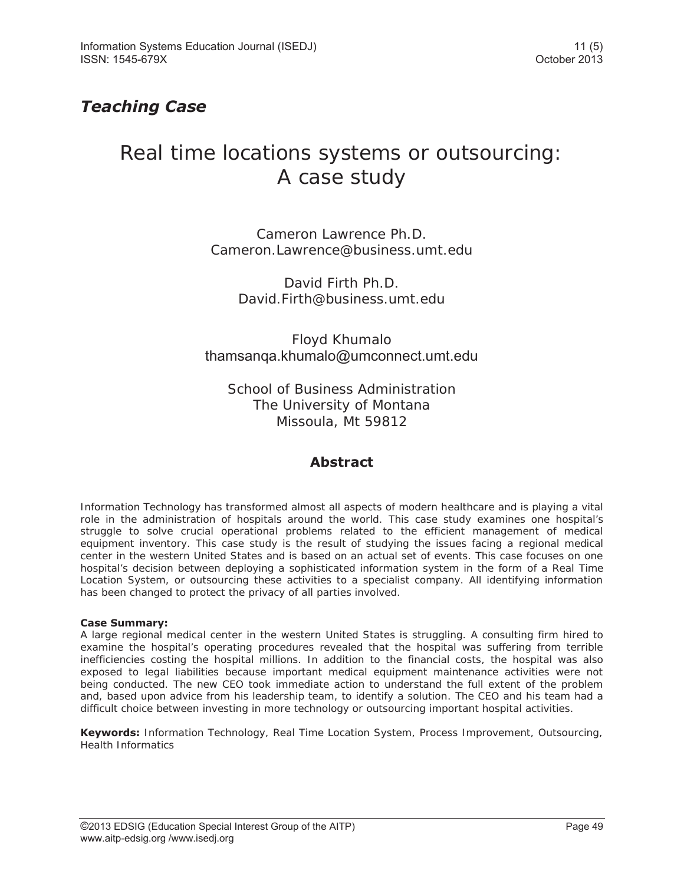***Teaching Case***

# Real time locations systems or outsourcing: A case study

Cameron Lawrence Ph.D.
Cameron.Lawrence@business.umt.edu

David Firth Ph.D.
David.Firth@business.umt.edu

Floyd Khumalo
thamsanqa.khumalo@umconnect.umt.edu

School of Business Administration
The University of Montana
Missoula, Mt 59812

## Abstract

Information Technology has transformed almost all aspects of modern healthcare and is playing a vital role in the administration of hospitals around the world. This case study examines one hospital's struggle to solve crucial operational problems related to the efficient management of medical equipment inventory. This case study is the result of studying the issues facing a regional medical center in the western United States and is based on an actual set of events. This case focuses on one hospital's decision between deploying a sophisticated information system in the form of a Real Time Location System, or outsourcing these activities to a specialist company. All identifying information has been changed to protect the privacy of all parties involved.

**Case Summary:**
A large regional medical center in the western United States is struggling. A consulting firm hired to examine the hospital's operating procedures revealed that the hospital was suffering from terrible inefficiencies costing the hospital millions. In addition to the financial costs, the hospital was also exposed to legal liabilities because important medical equipment maintenance activities were not being conducted. The new CEO took immediate action to understand the full extent of the problem and, based upon advice from his leadership team, to identify a solution. The CEO and his team had a difficult choice between investing in more technology or outsourcing important hospital activities.

**Keywords:** Information Technology, Real Time Location System, Process Improvement, Outsourcing, Health Informatics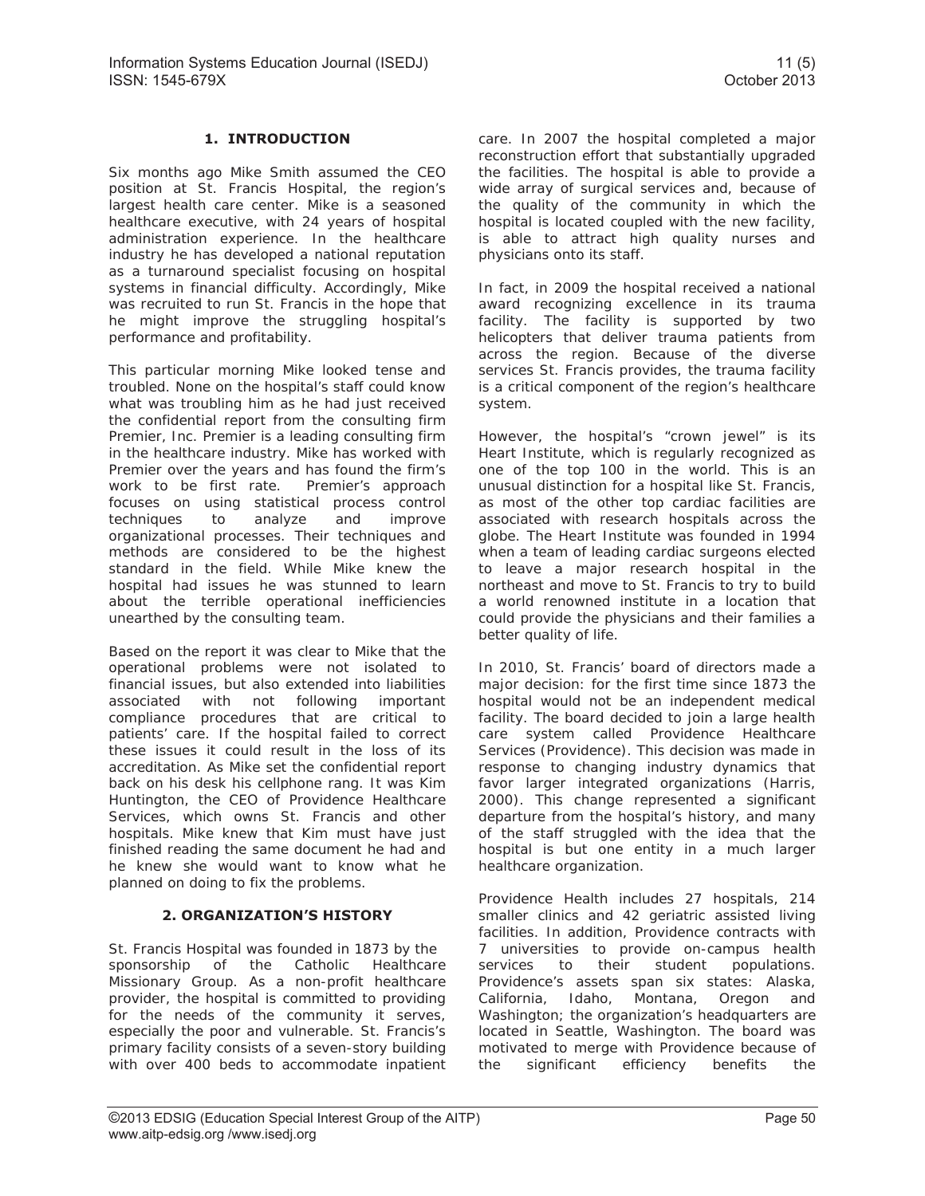## 1. INTRODUCTION

Six months ago Mike Smith assumed the CEO position at St. Francis Hospital, the region's largest health care center. Mike is a seasoned healthcare executive, with 24 years of hospital administration experience. In the healthcare industry he has developed a national reputation as a turnaround specialist focusing on hospital systems in financial difficulty. Accordingly, Mike was recruited to run St. Francis in the hope that he might improve the struggling hospital's performance and profitability.

This particular morning Mike looked tense and troubled. None on the hospital's staff could know what was troubling him as he had just received the confidential report from the consulting firm Premier, Inc. Premier is a leading consulting firm in the healthcare industry. Mike has worked with Premier over the years and has found the firm's work to be first rate. Premier's approach focuses on using statistical process control techniques to analyze and improve organizational processes. Their techniques and methods are considered to be the highest standard in the field. While Mike knew the hospital had issues he was stunned to learn about the terrible operational inefficiencies unearthed by the consulting team.

Based on the report it was clear to Mike that the operational problems were not isolated to financial issues, but also extended into liabilities associated with not following important compliance procedures that are critical to patients' care. If the hospital failed to correct these issues it could result in the loss of its accreditation. As Mike set the confidential report back on his desk his cellphone rang. It was Kim Huntington, the CEO of Providence Healthcare Services, which owns St. Francis and other hospitals. Mike knew that Kim must have just finished reading the same document he had and he knew she would want to know what he planned on doing to fix the problems.

## 2. ORGANIZATION'S HISTORY

St. Francis Hospital was founded in 1873 by the sponsorship of the Catholic Healthcare Missionary Group. As a non-profit healthcare provider, the hospital is committed to providing for the needs of the community it serves, especially the poor and vulnerable. St. Francis's primary facility consists of a seven-story building with over 400 beds to accommodate inpatient care. In 2007 the hospital completed a major reconstruction effort that substantially upgraded the facilities. The hospital is able to provide a wide array of surgical services and, because of the quality of the community in which the hospital is located coupled with the new facility, is able to attract high quality nurses and physicians onto its staff.

In fact, in 2009 the hospital received a national award recognizing excellence in its trauma facility. The facility is supported by two helicopters that deliver trauma patients from across the region. Because of the diverse services St. Francis provides, the trauma facility is a critical component of the region's healthcare system.

However, the hospital's "crown jewel" is its Heart Institute, which is regularly recognized as one of the top 100 in the world. This is an unusual distinction for a hospital like St. Francis, as most of the other top cardiac facilities are associated with research hospitals across the globe. The Heart Institute was founded in 1994 when a team of leading cardiac surgeons elected to leave a major research hospital in the northeast and move to St. Francis to try to build a world renowned institute in a location that could provide the physicians and their families a better quality of life.

In 2010, St. Francis' board of directors made a major decision: for the first time since 1873 the hospital would not be an independent medical facility. The board decided to join a large health care system called Providence Healthcare Services (Providence). This decision was made in response to changing industry dynamics that favor larger integrated organizations (Harris, 2000). This change represented a significant departure from the hospital's history, and many of the staff struggled with the idea that the hospital is but one entity in a much larger healthcare organization.

Providence Health includes 27 hospitals, 214 smaller clinics and 42 geriatric assisted living facilities. In addition, Providence contracts with 7 universities to provide on-campus health services to their student populations. Providence's assets span six states: Alaska, California, Idaho, Montana, Oregon and Washington; the organization's headquarters are located in Seattle, Washington. The board was motivated to merge with Providence because of the significant efficiency benefits the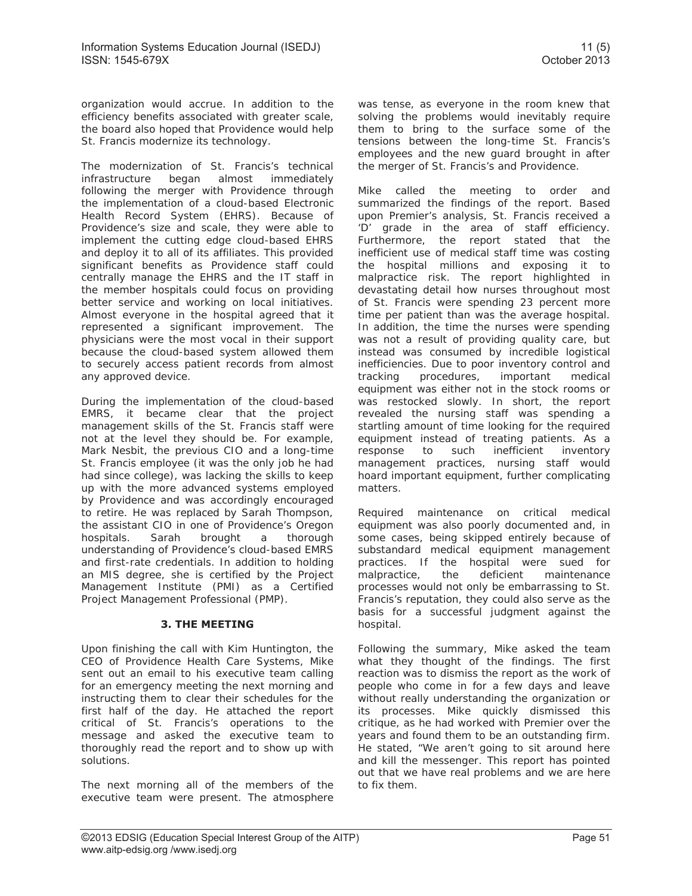organization would accrue. In addition to the efficiency benefits associated with greater scale, the board also hoped that Providence would help St. Francis modernize its technology.

The modernization of St. Francis's technical infrastructure began almost immediately following the merger with Providence through the implementation of a cloud-based Electronic Health Record System (EHRS). Because of Providence's size and scale, they were able to implement the cutting edge cloud-based EHRS and deploy it to all of its affiliates. This provided significant benefits as Providence staff could centrally manage the EHRS and the IT staff in the member hospitals could focus on providing better service and working on local initiatives. Almost everyone in the hospital agreed that it represented a significant improvement. The physicians were the most vocal in their support because the cloud-based system allowed them to securely access patient records from almost any approved device.

During the implementation of the cloud-based EMRS, it became clear that the project management skills of the St. Francis staff were not at the level they should be. For example, Mark Nesbit, the previous CIO and a long-time St. Francis employee (it was the only job he had had since college), was lacking the skills to keep up with the more advanced systems employed by Providence and was accordingly encouraged to retire. He was replaced by Sarah Thompson, the assistant CIO in one of Providence's Oregon hospitals. Sarah brought a thorough understanding of Providence's cloud-based EMRS and first-rate credentials. In addition to holding an MIS degree, she is certified by the Project Management Institute (PMI) as a Certified Project Management Professional (PMP).

## 3. THE MEETING

Upon finishing the call with Kim Huntington, the CEO of Providence Health Care Systems, Mike sent out an email to his executive team calling for an emergency meeting the next morning and instructing them to clear their schedules for the first half of the day. He attached the report critical of St. Francis's operations to the message and asked the executive team to thoroughly read the report and to show up with solutions.

The next morning all of the members of the executive team were present. The atmosphere was tense, as everyone in the room knew that solving the problems would inevitably require them to bring to the surface some of the tensions between the long-time St. Francis's employees and the new guard brought in after the merger of St. Francis's and Providence.

Mike called the meeting to order and summarized the findings of the report. Based upon Premier's analysis, St. Francis received a 'D' grade in the area of staff efficiency. Furthermore, the report stated that the inefficient use of medical staff time was costing the hospital millions and exposing it to malpractice risk. The report highlighted in devastating detail how nurses throughout most of St. Francis were spending 23 percent more time per patient than was the average hospital. In addition, the time the nurses were spending was not a result of providing quality care, but instead was consumed by incredible logistical inefficiencies. Due to poor inventory control and tracking procedures, important medical equipment was either not in the stock rooms or was restocked slowly. In short, the report revealed the nursing staff was spending a startling amount of time looking for the required equipment instead of treating patients. As a response to such inefficient inventory management practices, nursing staff would hoard important equipment, further complicating matters.

Required maintenance on critical medical equipment was also poorly documented and, in some cases, being skipped entirely because of substandard medical equipment management practices. If the hospital were sued for malpractice, the deficient maintenance processes would not only be embarrassing to St. Francis's reputation, they could also serve as the basis for a successful judgment against the hospital.

Following the summary, Mike asked the team what they thought of the findings. The first reaction was to dismiss the report as the work of people who come in for a few days and leave without really understanding the organization or its processes. Mike quickly dismissed this critique, as he had worked with Premier over the years and found them to be an outstanding firm. He stated, "We aren't going to sit around here and kill the messenger. This report has pointed out that we have real problems and we are here to fix them.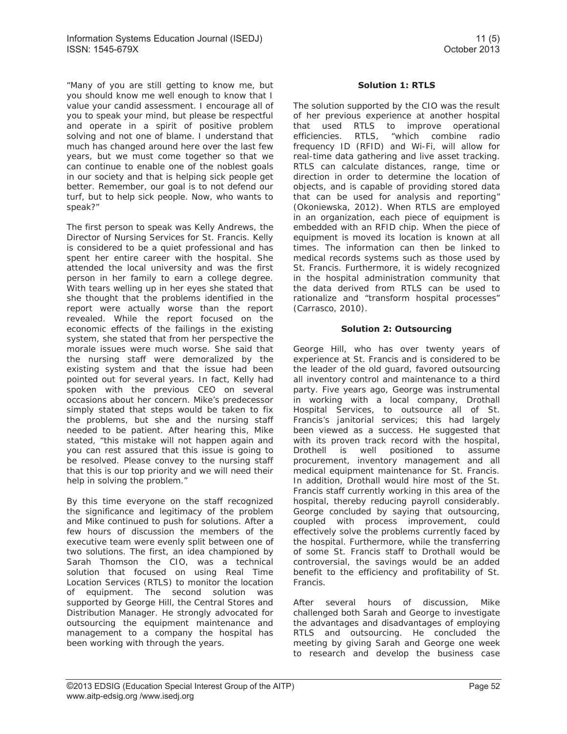"Many of you are still getting to know me, but you should know me well enough to know that I value your candid assessment. I encourage all of you to speak your mind, but please be respectful and operate in a spirit of positive problem solving and not one of blame. I understand that much has changed around here over the last few years, but we must come together so that we can continue to enable one of the noblest goals in our society and that is helping sick people get better. Remember, our goal is to not defend our turf, but to help sick people. Now, who wants to speak?"

The first person to speak was Kelly Andrews, the Director of Nursing Services for St. Francis. Kelly is considered to be a quiet professional and has spent her entire career with the hospital. She attended the local university and was the first person in her family to earn a college degree. With tears welling up in her eyes she stated that she thought that the problems identified in the report were actually worse than the report revealed. While the report focused on the economic effects of the failings in the existing system, she stated that from her perspective the morale issues were much worse. She said that the nursing staff were demoralized by the existing system and that the issue had been pointed out for several years. In fact, Kelly had spoken with the previous CEO on several occasions about her concern. Mike's predecessor simply stated that steps would be taken to fix the problems, but she and the nursing staff needed to be patient. After hearing this, Mike stated, "this mistake will not happen again and you can rest assured that this issue is going to be resolved. Please convey to the nursing staff that this is our top priority and we will need their help in solving the problem."

By this time everyone on the staff recognized the significance and legitimacy of the problem and Mike continued to push for solutions. After a few hours of discussion the members of the executive team were evenly split between one of two solutions. The first, an idea championed by Sarah Thomson the CIO, was a technical solution that focused on using Real Time Location Services (RTLS) to monitor the location of equipment. The second solution was supported by George Hill, the Central Stores and Distribution Manager. He strongly advocated for outsourcing the equipment maintenance and management to a company the hospital has been working with through the years.

**Solution 1: RTLS**

The solution supported by the CIO was the result of her previous experience at another hospital that used RTLS to improve operational efficiencies. RTLS, "which combine radio frequency ID (RFID) and Wi-Fi, will allow for real-time data gathering and live asset tracking. RTLS can calculate distances, range, time or direction in order to determine the location of objects, and is capable of providing stored data that can be used for analysis and reporting" (Okoniewska, 2012). When RTLS are employed in an organization, each piece of equipment is embedded with an RFID chip. When the piece of equipment is moved its location is known at all times. The information can then be linked to medical records systems such as those used by St. Francis. Furthermore, it is widely recognized in the hospital administration community that the data derived from RTLS can be used to rationalize and "transform hospital processes" (Carrasco, 2010).

**Solution 2: Outsourcing**

George Hill, who has over twenty years of experience at St. Francis and is considered to be the leader of the old guard, favored outsourcing all inventory control and maintenance to a third party. Five years ago, George was instrumental in working with a local company, Drothall Hospital Services, to outsource all of St. Francis's janitorial services; this had largely been viewed as a success. He suggested that with its proven track record with the hospital, Drothell is well positioned to assume procurement, inventory management and all medical equipment maintenance for St. Francis. In addition, Drothall would hire most of the St. Francis staff currently working in this area of the hospital, thereby reducing payroll considerably. George concluded by saying that outsourcing, coupled with process improvement, could effectively solve the problems currently faced by the hospital. Furthermore, while the transferring of some St. Francis staff to Drothall would be controversial, the savings would be an added benefit to the efficiency and profitability of St. Francis.

After several hours of discussion, Mike challenged both Sarah and George to investigate the advantages and disadvantages of employing RTLS and outsourcing. He concluded the meeting by giving Sarah and George one week to research and develop the business case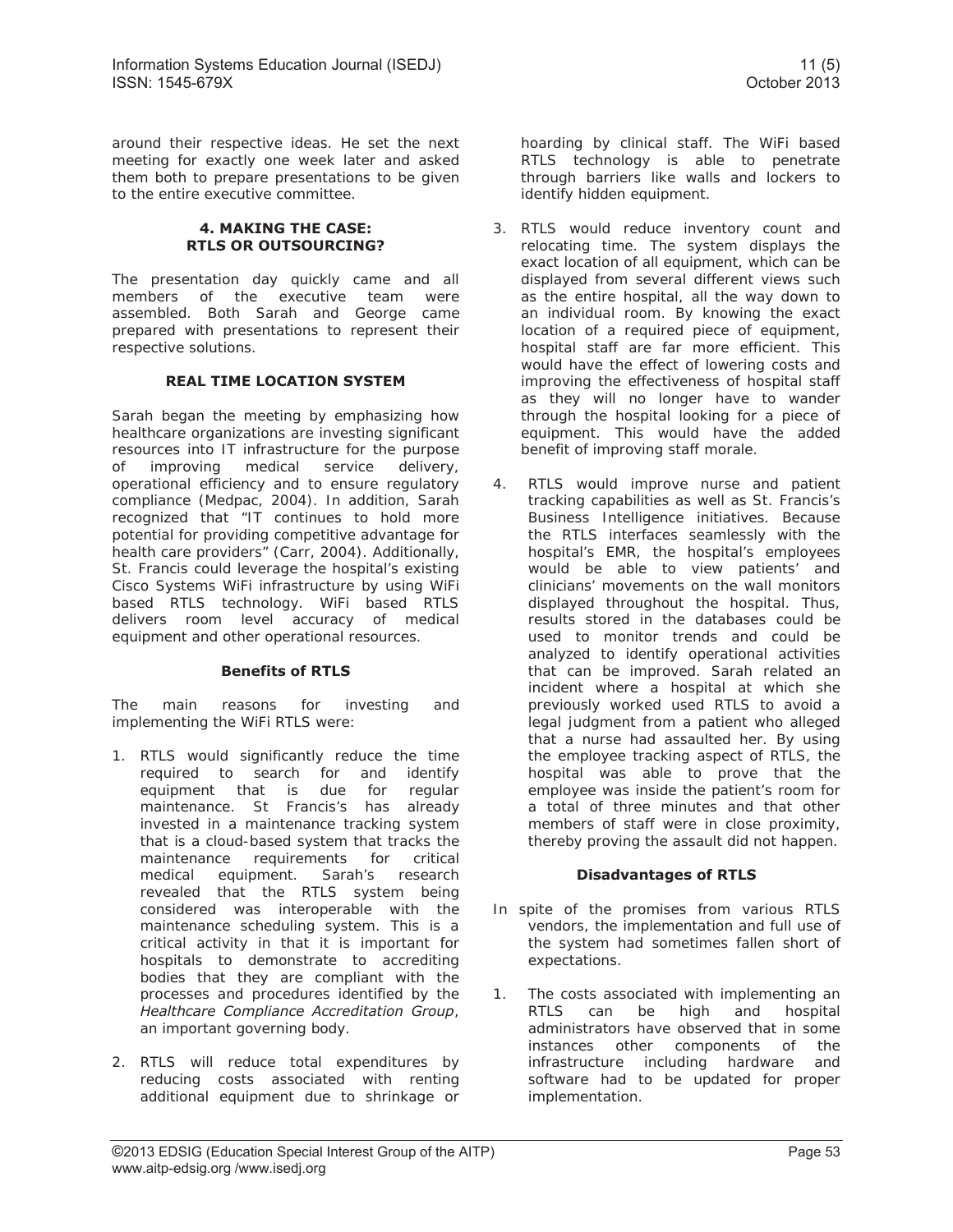around their respective ideas. He set the next meeting for exactly one week later and asked them both to prepare presentations to be given to the entire executive committee.

## 4. MAKING THE CASE: RTLS OR OUTSOURCING?

The presentation day quickly came and all members of the executive team were assembled. Both Sarah and George came prepared with presentations to represent their respective solutions.

### REAL TIME LOCATION SYSTEM

Sarah began the meeting by emphasizing how healthcare organizations are investing significant resources into IT infrastructure for the purpose of improving medical service delivery, operational efficiency and to ensure regulatory compliance (Medpac, 2004). In addition, Sarah recognized that "IT continues to hold more potential for providing competitive advantage for health care providers" (Carr, 2004). Additionally, St. Francis could leverage the hospital's existing Cisco Systems WiFi infrastructure by using WiFi based RTLS technology. WiFi based RTLS delivers room level accuracy of medical equipment and other operational resources.

#### Benefits of RTLS

The main reasons for investing and implementing the WiFi RTLS were:

1. RTLS would significantly reduce the time required to search for and identify equipment that is due for regular maintenance. St Francis's has already invested in a maintenance tracking system that is a cloud-based system that tracks the maintenance requirements for critical medical equipment. Sarah's research revealed that the RTLS system being considered was interoperable with the maintenance scheduling system. This is a critical activity in that it is important for hospitals to demonstrate to accrediting bodies that they are compliant with the processes and procedures identified by the *Healthcare Compliance Accreditation Group*, an important governing body.

2. RTLS will reduce total expenditures by reducing costs associated with renting additional equipment due to shrinkage or hoarding by clinical staff. The WiFi based RTLS technology is able to penetrate through barriers like walls and lockers to identify hidden equipment.

3. RTLS would reduce inventory count and relocating time. The system displays the exact location of all equipment, which can be displayed from several different views such as the entire hospital, all the way down to an individual room. By knowing the exact location of a required piece of equipment, hospital staff are far more efficient. This would have the effect of lowering costs and improving the effectiveness of hospital staff as they will no longer have to wander through the hospital looking for a piece of equipment. This would have the added benefit of improving staff morale.

4. RTLS would improve nurse and patient tracking capabilities as well as St. Francis's Business Intelligence initiatives. Because the RTLS interfaces seamlessly with the hospital's EMR, the hospital's employees would be able to view patients' and clinicians' movements on the wall monitors displayed throughout the hospital. Thus, results stored in the databases could be used to monitor trends and could be analyzed to identify operational activities that can be improved. Sarah related an incident where a hospital at which she previously worked used RTLS to avoid a legal judgment from a patient who alleged that a nurse had assaulted her. By using the employee tracking aspect of RTLS, the hospital was able to prove that the employee was inside the patient's room for a total of three minutes and that other members of staff were in close proximity, thereby proving the assault did not happen.

#### Disadvantages of RTLS

In spite of the promises from various RTLS vendors, the implementation and full use of the system had sometimes fallen short of expectations.

1. The costs associated with implementing an RTLS can be high and hospital administrators have observed that in some instances other components of the infrastructure including hardware and software had to be updated for proper implementation.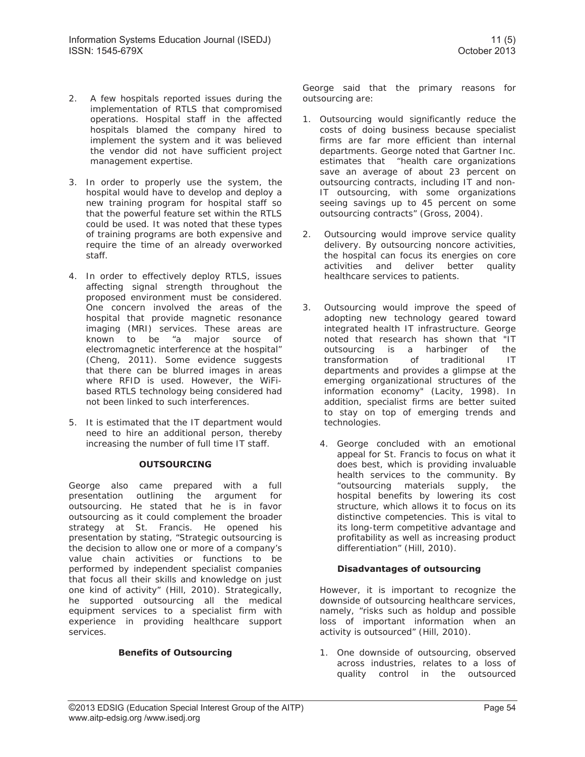2. A few hospitals reported issues during the implementation of RTLS that compromised operations. Hospital staff in the affected hospitals blamed the company hired to implement the system and it was believed the vendor did not have sufficient project management expertise.

3. In order to properly use the system, the hospital would have to develop and deploy a new training program for hospital staff so that the powerful feature set within the RTLS could be used. It was noted that these types of training programs are both expensive and require the time of an already overworked staff.

4. In order to effectively deploy RTLS, issues affecting signal strength throughout the proposed environment must be considered. One concern involved the areas of the hospital that provide magnetic resonance imaging (MRI) services. These areas are known to be "a major source of electromagnetic interference at the hospital" (Cheng, 2011). Some evidence suggests that there can be blurred images in areas where RFID is used. However, the WiFi-based RTLS technology being considered had not been linked to such interferences.

5. It is estimated that the IT department would need to hire an additional person, thereby increasing the number of full time IT staff.

## OUTSOURCING

George also came prepared with a full presentation outlining the argument for outsourcing. He stated that he is in favor outsourcing as it could complement the broader strategy at St. Francis. He opened his presentation by stating, "Strategic outsourcing is the decision to allow one or more of a company's value chain activities or functions to be performed by independent specialist companies that focus all their skills and knowledge on just one kind of activity" (Hill, 2010). Strategically, he supported outsourcing all the medical equipment services to a specialist firm with experience in providing healthcare support services.

### Benefits of Outsourcing

George said that the primary reasons for outsourcing are:

1. Outsourcing would significantly reduce the costs of doing business because specialist firms are far more efficient than internal departments. George noted that Gartner Inc. estimates that "health care organizations save an average of about 23 percent on outsourcing contracts, including IT and non-IT outsourcing, with some organizations seeing savings up to 45 percent on some outsourcing contracts" (Gross, 2004).

2. Outsourcing would improve service quality delivery. By outsourcing noncore activities, the hospital can focus its energies on core activities and deliver better quality healthcare services to patients.

3. Outsourcing would improve the speed of adopting new technology geared toward integrated health IT infrastructure. George noted that research has shown that "IT outsourcing is a harbinger of the transformation of traditional IT departments and provides a glimpse at the emerging organizational structures of the information economy" (Lacity, 1998). In addition, specialist firms are better suited to stay on top of emerging trends and technologies.

4. George concluded with an emotional appeal for St. Francis to focus on what it does best, which is providing invaluable health services to the community. By "outsourcing materials supply, the hospital benefits by lowering its cost structure, which allows it to focus on its distinctive competencies. This is vital to its long-term competitive advantage and profitability as well as increasing product differentiation" (Hill, 2010).

### Disadvantages of outsourcing

However, it is important to recognize the downside of outsourcing healthcare services, namely, "risks such as holdup and possible loss of important information when an activity is outsourced" (Hill, 2010).

1. One downside of outsourcing, observed across industries, relates to a loss of quality control in the outsourced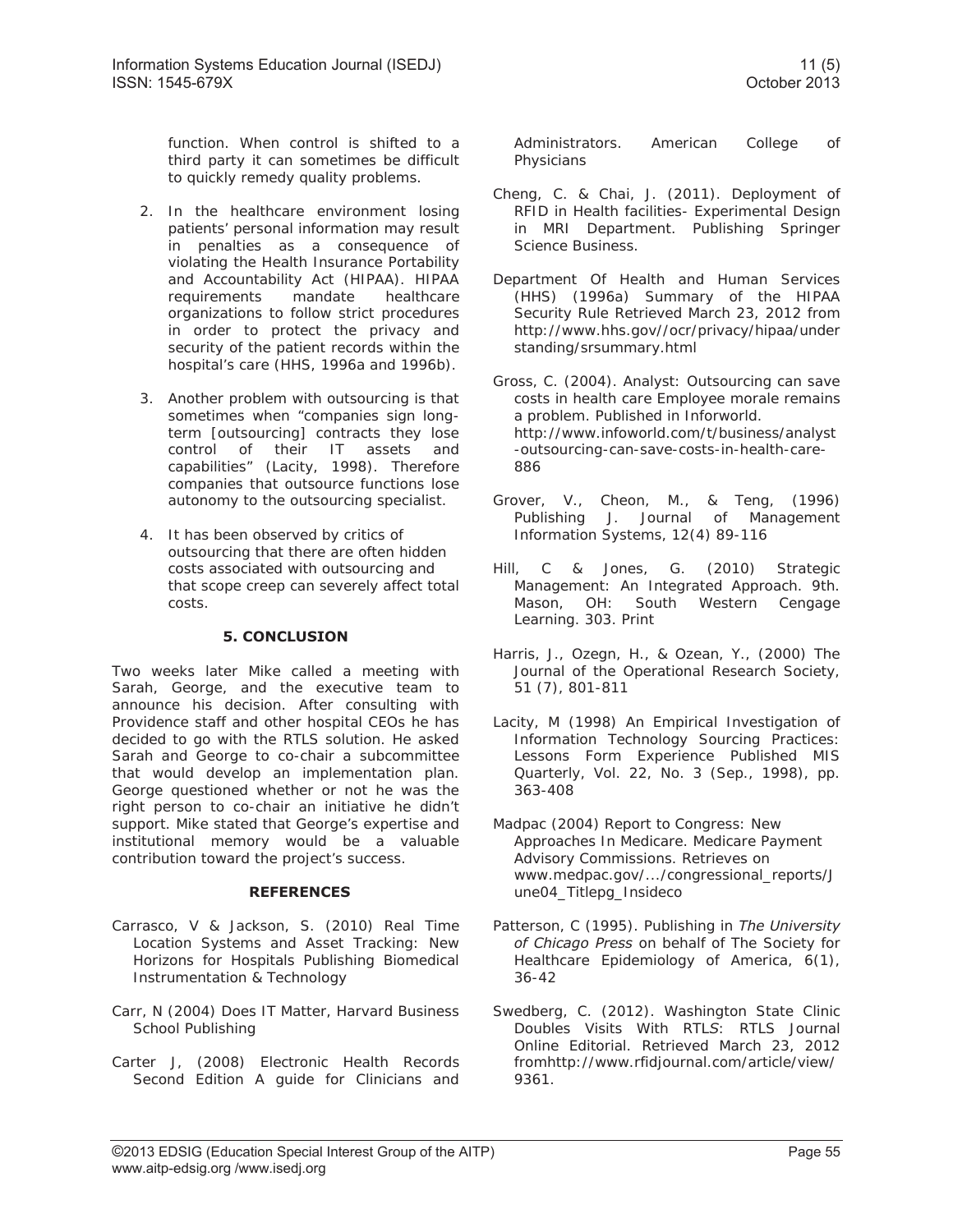function. When control is shifted to a third party it can sometimes be difficult to quickly remedy quality problems.

2. In the healthcare environment losing patients' personal information may result in penalties as a consequence of violating the Health Insurance Portability and Accountability Act (HIPAA). HIPAA requirements mandate healthcare organizations to follow strict procedures in order to protect the privacy and security of the patient records within the hospital's care (HHS, 1996a and 1996b).

3. Another problem with outsourcing is that sometimes when "companies sign long-term [outsourcing] contracts they lose control of their IT assets and capabilities" (Lacity, 1998). Therefore companies that outsource functions lose autonomy to the outsourcing specialist.

4. It has been observed by critics of outsourcing that there are often hidden costs associated with outsourcing and that scope creep can severely affect total costs.

## 5. CONCLUSION

Two weeks later Mike called a meeting with Sarah, George, and the executive team to announce his decision. After consulting with Providence staff and other hospital CEOs he has decided to go with the RTLS solution. He asked Sarah and George to co-chair a subcommittee that would develop an implementation plan. George questioned whether or not he was the right person to co-chair an initiative he didn't support. Mike stated that George's expertise and institutional memory would be a valuable contribution toward the project's success.

## REFERENCES

Carrasco, V & Jackson, S. (2010) Real Time Location Systems and Asset Tracking: New Horizons for Hospitals Publishing Biomedical Instrumentation & Technology

Carr, N (2004) Does IT Matter, Harvard Business School Publishing

Carter J, (2008) Electronic Health Records Second Edition A guide for Clinicians and Administrators. American College of Physicians

Cheng, C. & Chai, J. (2011). Deployment of RFID in Health facilities- Experimental Design in MRI Department. Publishing Springer Science Business.

Department Of Health and Human Services (HHS) (1996a) Summary of the HIPAA Security Rule Retrieved March 23, 2012 from http://www.hhs.gov//ocr/privacy/hipaa/understanding/srsummary.html

Gross, C. (2004). Analyst: Outsourcing can save costs in health care Employee morale remains a problem. Published in Inforworld. http://www.infoworld.com/t/business/analyst-outsourcing-can-save-costs-in-health-care-886

Grover, V., Cheon, M., & Teng, (1996) Publishing J. Journal of Management Information Systems, 12(4) 89-116

Hill, C & Jones, G. (2010) Strategic Management: An Integrated Approach. 9th. Mason, OH: South Western Cengage Learning. 303. Print

Harris, J., Ozegn, H., & Ozean, Y., (2000) The Journal of the Operational Research Society, 51 (7), 801-811

Lacity, M (1998) An Empirical Investigation of Information Technology Sourcing Practices: Lessons Form Experience Published MIS Quarterly, Vol. 22, No. 3 (Sep., 1998), pp. 363-408

Madpac (2004) Report to Congress: New Approaches In Medicare. Medicare Payment Advisory Commissions. Retrieves on www.medpac.gov/.../congressional_reports/June04_Titlepg_Insideco

Patterson, C (1995). Publishing in *The University of Chicago Press* on behalf of The Society for Healthcare Epidemiology of America, 6(1), 36-42

Swedberg, C. (2012). Washington State Clinic Doubles Visits With RTLS: RTLS Journal Online Editorial. Retrieved March 23, 2012 fromhttp://www.rfidjournal.com/article/view/9361.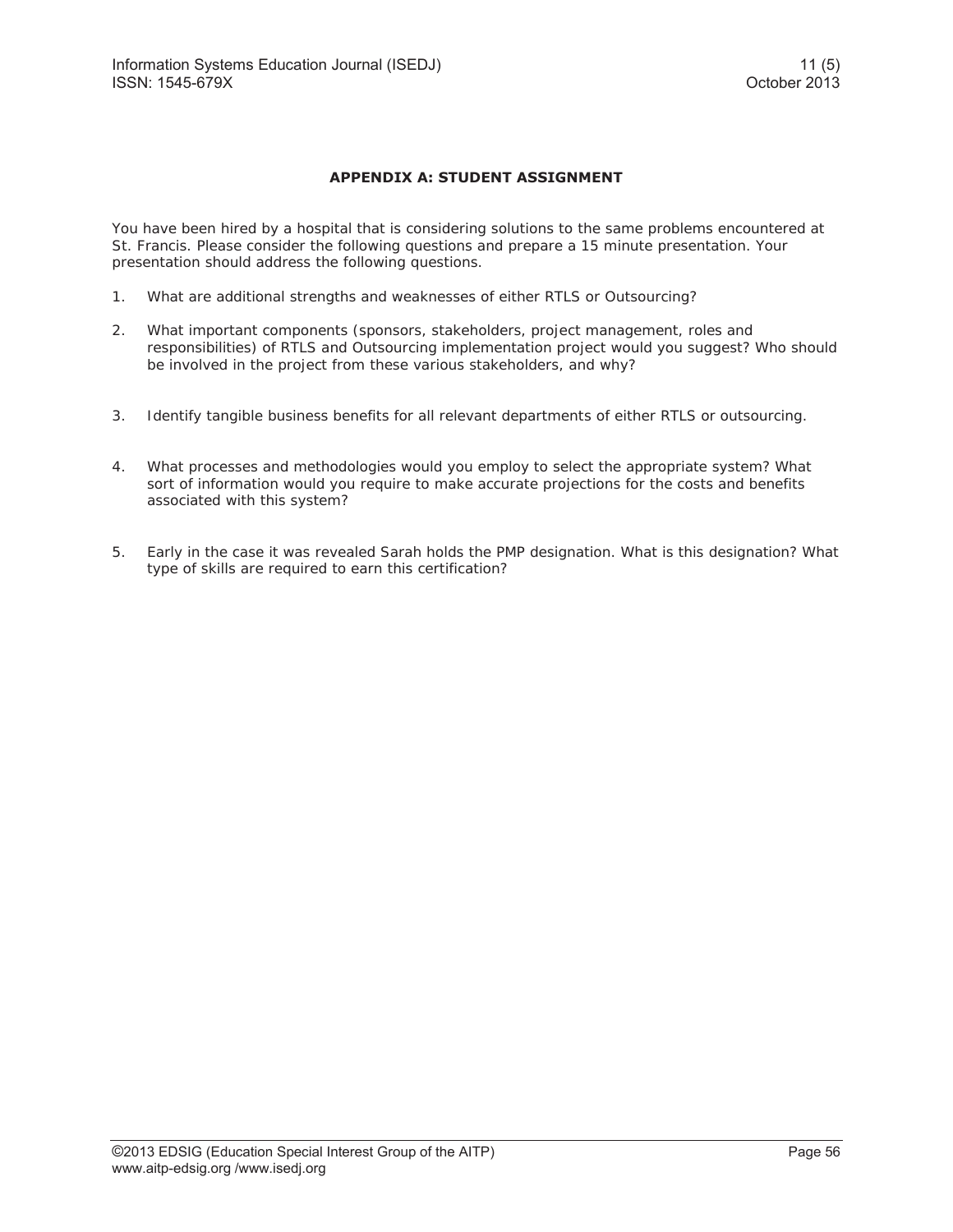## APPENDIX A: STUDENT ASSIGNMENT

You have been hired by a hospital that is considering solutions to the same problems encountered at St. Francis. Please consider the following questions and prepare a 15 minute presentation. Your presentation should address the following questions.

1. What are additional strengths and weaknesses of either RTLS or Outsourcing?

2. What important components (sponsors, stakeholders, project management, roles and responsibilities) of RTLS and Outsourcing implementation project would you suggest? Who should be involved in the project from these various stakeholders, and why?

3. Identify tangible business benefits for all relevant departments of either RTLS or outsourcing.

4. What processes and methodologies would you employ to select the appropriate system? What sort of information would you require to make accurate projections for the costs and benefits associated with this system?

5. Early in the case it was revealed Sarah holds the PMP designation. What is this designation? What type of skills are required to earn this certification?